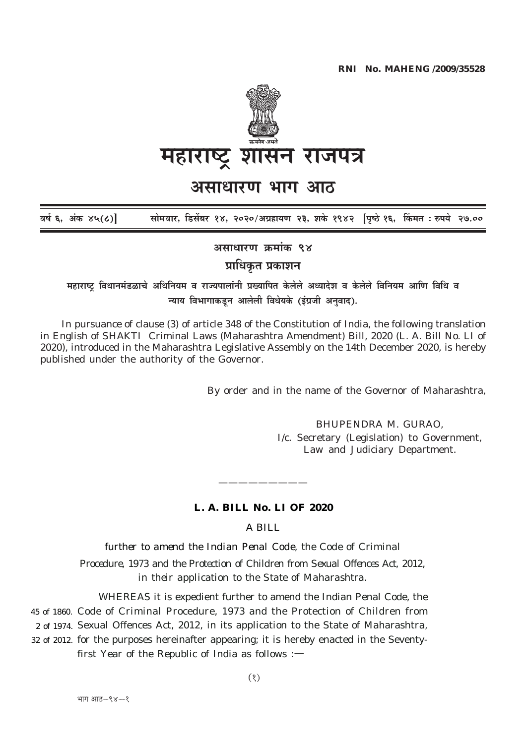RNI No. MAHENG /2009/35528

# महाराष्ट्र शासन राजपत्र

## असाधारण भाग आठ

वर्ष ६, अंक ४५(८)] सोमवार, डिसेंबर १४, २०२०/अग्रहायण २३, शके १९४२ [पृष्ठे १६, किंमत : रुपये २७.००

**असाधारण क्रमांक ९४**

**प्राधिकृत प्रकाशन**

**महाराष्ट्र विधानमंडळाचे अधिनियम व राज्यपालांनी प्रख्यापित केलेले अध्यादेश व केलेले विनियम आणि विधि व न्याय विभागाकडून आलेली विधेयके (इंग्रजी अनुवाद).**

In pursuance of clause (3) of article 348 of the Constitution of India, the following translation in English of SHAKTI Criminal Laws (Maharashtra Amendment) Bill, 2020 (L. A. Bill No. LI of 2020), introduced in the Maharashtra Legislative Assembly on the 14th December 2020, is hereby published under the authority of the Governor.

By order and in the name of the Governor of Maharashtra,

BHUPENDRA M. GURAO,
I/c. Secretary (Legislation) to Government,
Law and Judiciary Department.

---

**L. A. BILL No. LI OF 2020**

A BILL

*further to amend the Indian Penal Code, the Code of Criminal Procedure, 1973 and the Protection of Children from Sexual Offences Act, 2012, in their application to the State of Maharashtra.*

WHEREAS it is expedient further to amend the Indian Penal Code, the Code of Criminal Procedure, 1973 and the Protection of Children from Sexual Offences Act, 2012, in its application to the State of Maharashtra, for the purposes hereinafter appearing; it is hereby enacted in the Seventy-first Year of the Republic of India as follows :—

45 of 1860.
2 of 1974.
32 of 2012.

भाग आठ—९४—१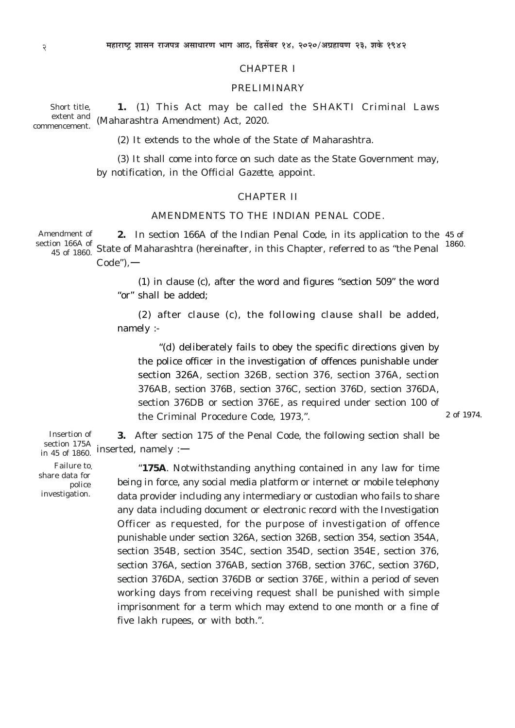## CHAPTER I

### PRELIMINARY

Short title, extent and commencement.

**1.** (1) This Act may be called the SHAKTI Criminal Laws (Maharashtra Amendment) Act, 2020.

(2) It extends to the whole of the State of Maharashtra.

(3) It shall come into force on such date as the State Government may, by notification, in the *Official Gazette*, appoint.

## CHAPTER II

### AMENDMENTS TO THE INDIAN PENAL CODE.

Amendment of section 166A of 45 of 1860.

**2.** In section 166A of the Indian Penal Code, in its application to the State of Maharashtra (hereinafter, in this Chapter, referred to as "the Penal Code"),— (45 of 1860.)

(1) in clause (c), after the word and figures "section 509" the word "or" shall be added;

(2) after clause (c), the following clause shall be added, namely :-

"(d) deliberately fails to obey the specific directions given by the police officer in the investigation of offences punishable under section 326A, section 326B, section 376, section 376A, section 376AB, section 376B, section 376C, section 376D, section 376DA, section 376DB or section 376E, as required under section 100 of the Criminal Procedure Code, 1973,". (2 of 1974.)

Insertion of section 175A in 45 of 1860.

**3.** After section 175 of the Penal Code, the following section shall be inserted, namely :—

Failure to share data for police investigation.

"**175A**. Notwithstanding anything contained in any law for time being in force, any social media platform or internet or mobile telephony data provider including any intermediary or custodian who fails to share any data including document or electronic record with the Investigation Officer as requested, for the purpose of investigation of offence punishable under section 326A, section 326B, section 354, section 354A, section 354B, section 354C, section 354D, section 354E, section 376, section 376A, section 376AB, section 376B, section 376C, section 376D, section 376DA, section 376DB or section 376E, within a period of seven working days from receiving request shall be punished with simple imprisonment for a term which may extend to one month or a fine of five lakh rupees, or with both.".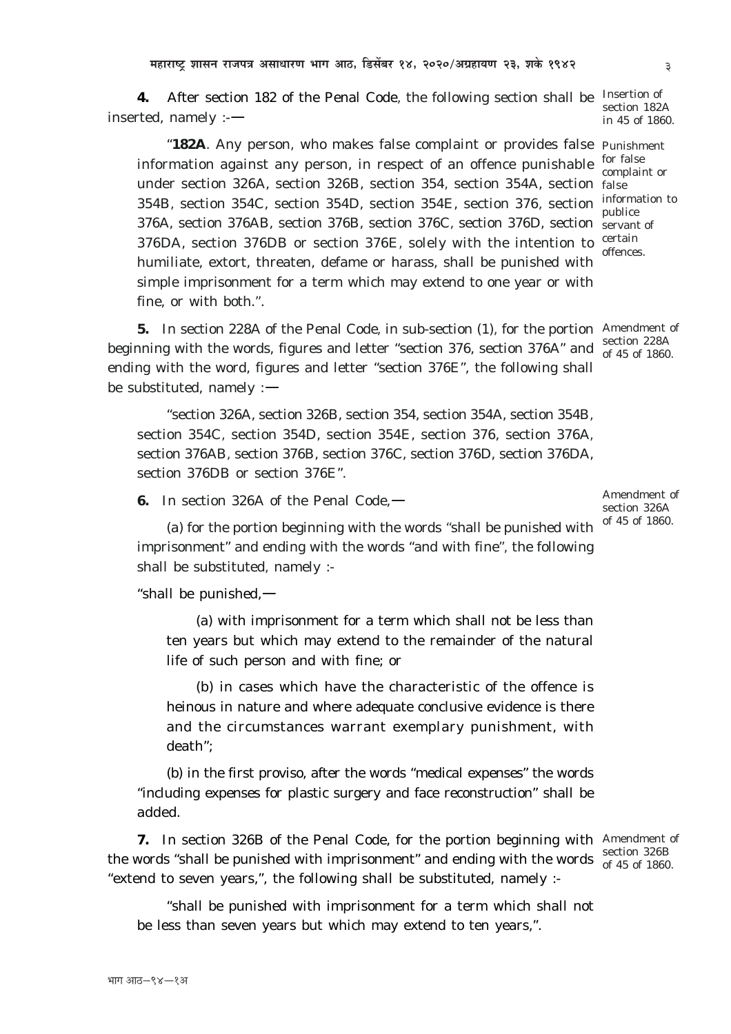**4.** After section 182 of the Penal Code, the following section shall be inserted, namely :—

Insertion of section 182A in 45 of 1860.

"**182A**. Any person, who makes false complaint or provides false information against any person, in respect of an offence punishable under section 326A, section 326B, section 354, section 354A, section 354B, section 354C, section 354D, section 354E, section 376, section 376A, section 376AB, section 376B, section 376C, section 376D, section 376DA, section 376DB or section 376E, solely with the intention to humiliate, extort, threaten, defame or harass, shall be punished with simple imprisonment for a term which may extend to one year or with fine, or with both.".

Punishment for false complaint or false information to publice servant of certain offences.

**5.** In section 228A of the Penal Code, in sub-section (1), for the portion beginning with the words, figures and letter "section 376, section 376A" and ending with the word, figures and letter "section 376E", the following shall be substituted, namely :—

Amendment of section 228A of 45 of 1860.

"section 326A, section 326B, section 354, section 354A, section 354B, section 354C, section 354D, section 354E, section 376, section 376A, section 376AB, section 376B, section 376C, section 376D, section 376DA, section 376DB or section 376E".

**6.** In section 326A of the Penal Code,—

Amendment of section 326A of 45 of 1860.

(a) for the portion beginning with the words "shall be punished with imprisonment" and ending with the words "and with fine", the following shall be substituted, namely :-

"shall be punished,—

(a) with imprisonment for a term which shall not be less than ten years but which may extend to the remainder of the natural life of such person and with fine; or

(b) in cases which have the characteristic of the offence is heinous in nature and where adequate conclusive evidence is there and the circumstances warrant exemplary punishment, with death";

(b) in the first proviso, after the words "medical expenses" the words "including expenses for plastic surgery and face reconstruction" shall be added.

**7.** In section 326B of the Penal Code, for the portion beginning with the words "shall be punished with imprisonment" and ending with the words "extend to seven years,", the following shall be substituted, namely :-

Amendment of section 326B of 45 of 1860.

"shall be punished with imprisonment for a term which shall not be less than seven years but which may extend to ten years,".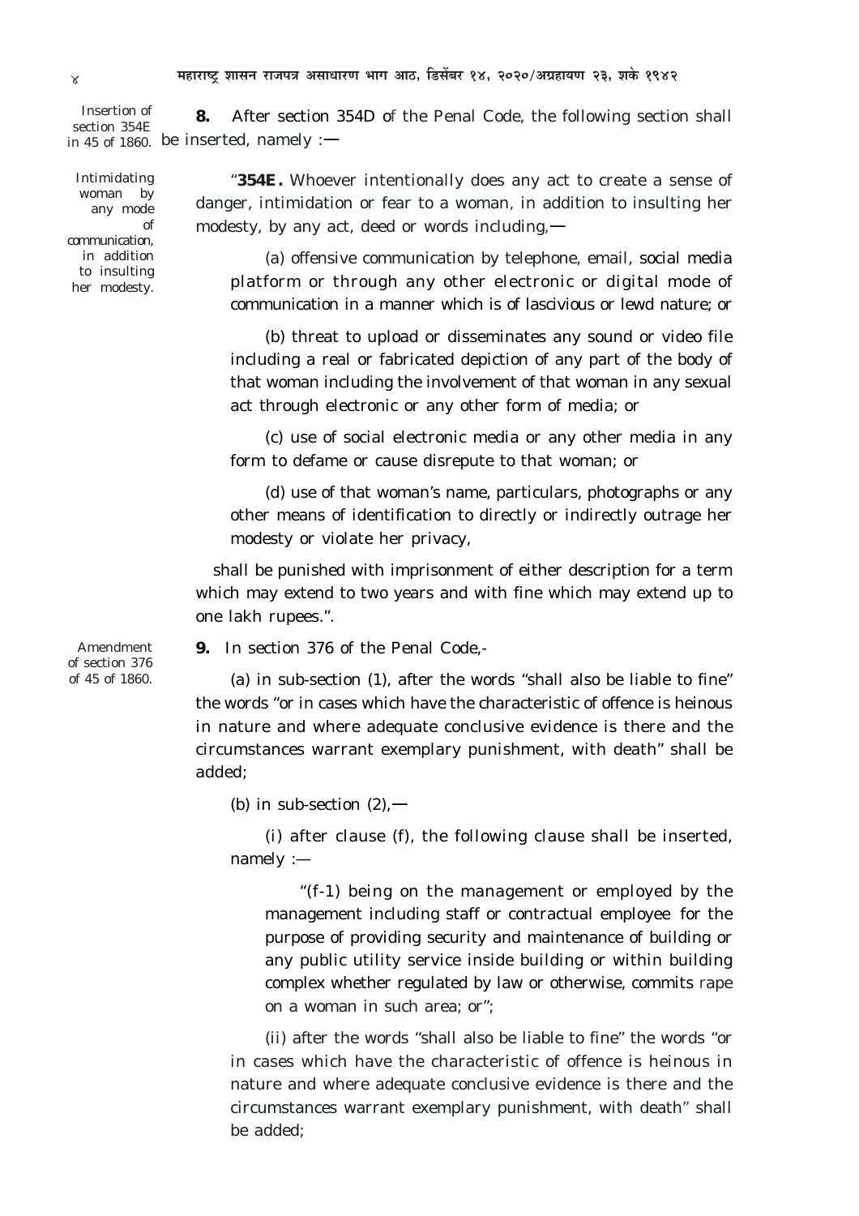Insertion of section 354E in 45 of 1860.

**8.** After section 354D of the Penal Code, the following section shall be inserted, namely :—

Intimidating woman by any mode of communication, in addition to insulting her modesty.

"**354E.** Whoever intentionally does any act to create a sense of danger, intimidation or fear to a woman, in addition to insulting her modesty, by any act, deed or words including,—

(a) offensive communication by telephone, email, social media platform or through any other electronic or digital mode of communication in a manner which is of lascivious or lewd nature; or

(b) threat to upload or disseminates any sound or video file including a real or fabricated depiction of any part of the body of that woman including the involvement of that woman in any sexual act through electronic or any other form of media; or

(c) use of social electronic media or any other media in any form to defame or cause disrepute to that woman; or

(d) use of that woman's name, particulars, photographs or any other means of identification to directly or indirectly outrage her modesty or violate her privacy,

shall be punished with imprisonment of either description for a term which may extend to two years and with fine which may extend up to one lakh rupees.".

Amendment of section 376 of 45 of 1860.

**9.** In section 376 of the Penal Code,-

(a) in sub-section (1), after the words "shall also be liable to fine" the words "or in cases which have the characteristic of offence is heinous in nature and where adequate conclusive evidence is there and the circumstances warrant exemplary punishment, with death" shall be added;

(b) in sub-section (2),—

(i) after clause (f), the following clause shall be inserted, namely :—

"(f-1) being on the management or employed by the management including staff or contractual employee for the purpose of providing security and maintenance of building or any public utility service inside building or within building complex whether regulated by law or otherwise, commits rape on a woman in such area; or";

(ii) after the words "shall also be liable to fine" the words "or in cases which have the characteristic of offence is heinous in nature and where adequate conclusive evidence is there and the circumstances warrant exemplary punishment, with death" shall be added;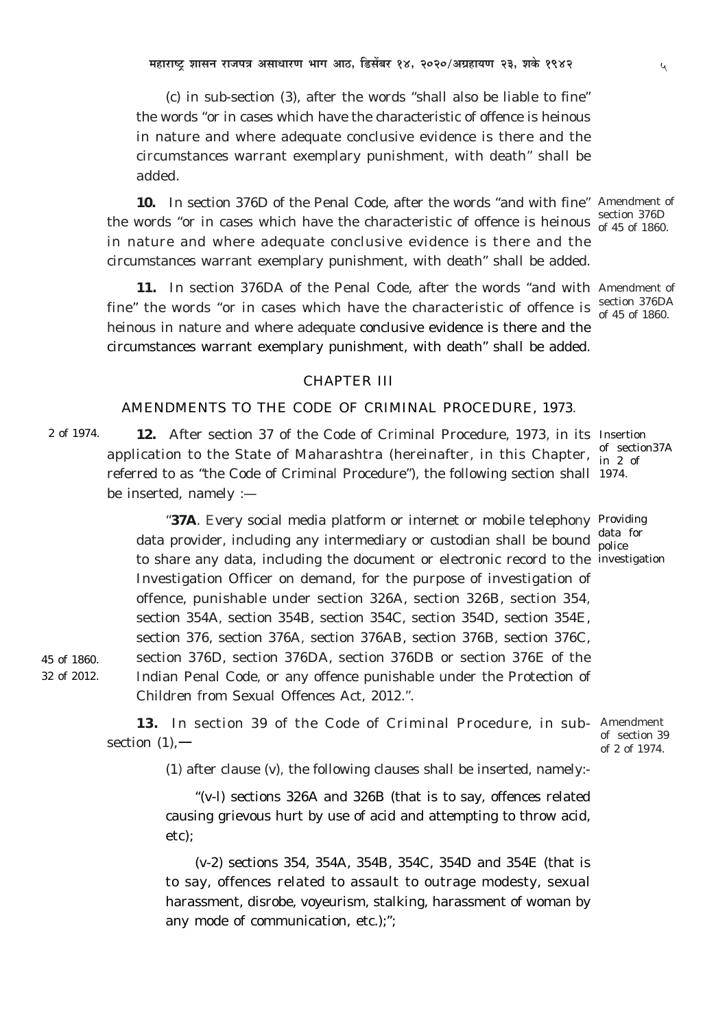(c) in sub-section (3), after the words "shall also be liable to fine" the words "or in cases which have the characteristic of offence is heinous in nature and where adequate conclusive evidence is there and the circumstances warrant exemplary punishment, with death" shall be added.

Amendment of section 376D of 45 of 1860.

**10.** In section 376D of the Penal Code, after the words "and with fine" the words "or in cases which have the characteristic of offence is heinous in nature and where adequate conclusive evidence is there and the circumstances warrant exemplary punishment, with death" shall be added.

Amendment of section 376DA of 45 of 1860.

**11.** In section 376DA of the Penal Code, after the words "and with fine" the words "or in cases which have the characteristic of offence is heinous in nature and where adequate conclusive evidence is there and the circumstances warrant exemplary punishment, with death" shall be added.

## CHAPTER III

## AMENDMENTS TO THE CODE OF CRIMINAL PROCEDURE, 1973.

2 of 1974.

Insertion of section37A in 2 of 1974.

**12.** After section 37 of the Code of Criminal Procedure, 1973, in its application to the State of Maharashtra (hereinafter, in this Chapter, referred to as "the Code of Criminal Procedure"), the following section shall be inserted, namely :—

Providing data for police investigation

"**37A**. Every social media platform or internet or mobile telephony data provider, including any intermediary or custodian shall be bound to share any data, including the document or electronic record to the Investigation Officer on demand, for the purpose of investigation of offence, punishable under section 326A, section 326B, section 354, section 354A, section 354B, section 354C, section 354D, section 354E, section 376, section 376A, section 376AB, section 376B, section 376C, section 376D, section 376DA, section 376DB or section 376E of the Indian Penal Code, or any offence punishable under the Protection of Children from Sexual Offences Act, 2012.".

45 of 1860.
32 of 2012.

Amendment of section 39 of 2 of 1974.

**13.** In section 39 of the Code of Criminal Procedure, in sub-section (1),—

(1) after clause (v), the following clauses shall be inserted, namely:-

"(v-l) sections 326A and 326B (that is to say, offences related causing grievous hurt by use of acid and attempting to throw acid, etc);

(v-2) sections 354, 354A, 354B, 354C, 354D and 354E (that is to say, offences related to assault to outrage modesty, sexual harassment, disrobe, voyeurism, stalking, harassment of woman by any mode of communication, etc.);";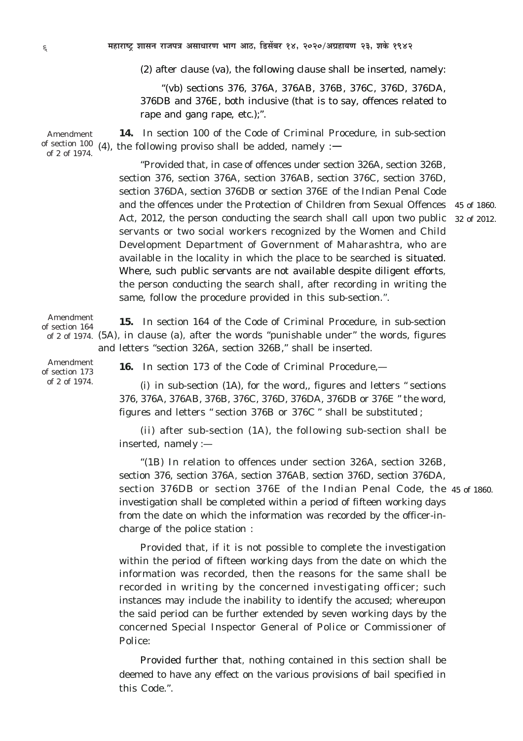(2) after clause (va), the following clause shall be inserted, namely:

"(vb) sections 376, 376A, 376AB, 376B, 376C, 376D, 376DA, 376DB and 376E, both inclusive (that is to say, offences related to rape and gang rape, etc.);".

Amendment of section 100 of 2 of 1974.

**14.** In section 100 of the Code of Criminal Procedure, in sub-section (4), the following proviso shall be added, namely :—

"Provided that, in case of offences under section 326A, section 326B, section 376, section 376A, section 376AB, section 376C, section 376D, section 376DA, section 376DB or section 376E of the Indian Penal Code and the offences under the Protection of Children from Sexual Offences Act, 2012, the person conducting the search shall call upon two public servants or two social workers recognized by the Women and Child Development Department of Government of Maharashtra, who are available in the locality in which the place to be searched is situated. Where, such public servants are not available despite diligent efforts, the person conducting the search shall, after recording in writing the same, follow the procedure provided in this sub-section.".

45 of 1860.
32 of 2012.

Amendment of section 164 of 2 of 1974.

**15.** In section 164 of the Code of Criminal Procedure, in sub-section (5A), in clause (a), after the words "punishable under" the words, figures and letters "section 326A, section 326B," shall be inserted.

Amendment of section 173 of 2 of 1974.

**16.** In section 173 of the Code of Criminal Procedure,—

(i) in sub-section (1A), for the word,, figures and letters " sections 376, 376A, 376AB, 376B, 376C, 376D, 376DA, 376DB or 376E " the word, figures and letters " section 376B or 376C " shall be substituted ;

(ii) after sub-section (1A), the following sub-section shall be inserted, namely :—

"(1B) In relation to offences under section 326A, section 326B, section 376, section 376A, section 376AB, section 376D, section 376DA, section 376DB or section 376E of the Indian Penal Code, the investigation shall be completed within a period of fifteen working days from the date on which the information was recorded by the officer-in-charge of the police station :

45 of 1860.

Provided that, if it is not possible to complete the investigation within the period of fifteen working days from the date on which the information was recorded, then the reasons for the same shall be recorded in writing by the concerned investigating officer; such instances may include the inability to identify the accused; whereupon the said period can be further extended by seven working days by the concerned Special Inspector General of Police or Commissioner of Police:

Provided further that, nothing contained in this section shall be deemed to have any effect on the various provisions of bail specified in this Code.".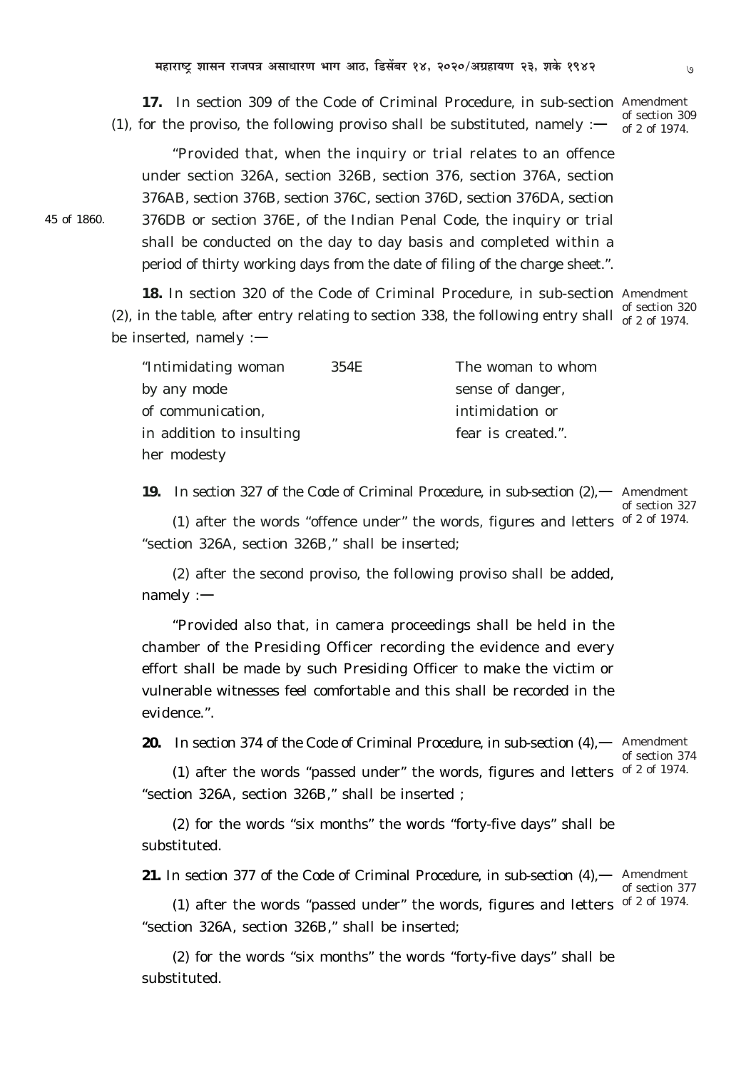**17.** In section 309 of the Code of Criminal Procedure, in sub-section (1), for the proviso, the following proviso shall be substituted, namely :—

Amendment of section 309 of 2 of 1974.

"Provided that, when the inquiry or trial relates to an offence under section 326A, section 326B, section 376, section 376A, section 376AB, section 376B, section 376C, section 376D, section 376DA, section 376DB or section 376E, of the Indian Penal Code, the inquiry or trial shall be conducted on the day to day basis and completed within a period of thirty working days from the date of filing of the charge sheet.".

45 of 1860.

**18.** In section 320 of the Code of Criminal Procedure, in sub-section (2), in the table, after entry relating to section 338, the following entry shall be inserted, namely :—

Amendment of section 320 of 2 of 1974.

| | | |
|---|---|---|
| "Intimidating woman by any mode of communication, in addition to insulting her modesty | 354E | The woman to whom sense of danger, intimidation or fear is created.". |

**19.** In section 327 of the Code of Criminal Procedure, in sub-section (2),—

Amendment of section 327 of 2 of 1974.

(1) after the words "offence under" the words, figures and letters "section 326A, section 326B," shall be inserted;

(2) after the second proviso, the following proviso shall be added, namely :—

"Provided also that, in camera proceedings shall be held in the chamber of the Presiding Officer recording the evidence and every effort shall be made by such Presiding Officer to make the victim or vulnerable witnesses feel comfortable and this shall be recorded in the evidence.".

**20.** In section 374 of the Code of Criminal Procedure, in sub-section (4),—

Amendment of section 374 of 2 of 1974.

(1) after the words "passed under" the words, figures and letters "section 326A, section 326B," shall be inserted ;

(2) for the words "six months" the words "forty-five days" shall be substituted.

**21.** In section 377 of the Code of Criminal Procedure, in sub-section (4),—

Amendment of section 377 of 2 of 1974.

(1) after the words "passed under" the words, figures and letters "section 326A, section 326B," shall be inserted;

(2) for the words "six months" the words "forty-five days" shall be substituted.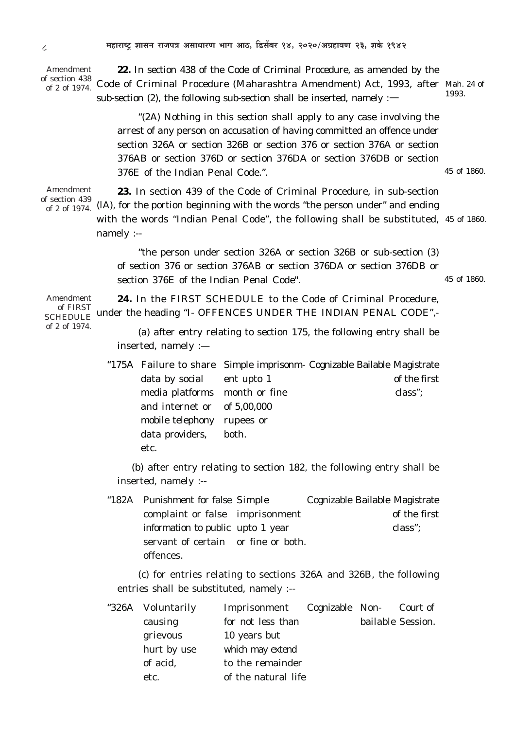Amendment of section 438 of 2 of 1974.

**22.** In section 438 of the Code of Criminal Procedure, as amended by the Code of Criminal Procedure (Maharashtra Amendment) Act, 1993, after sub-section (2), the following sub-section shall be inserted, namely :— Mah. 24 of 1993.

"(2A) Nothing in this section shall apply to any case involving the arrest of any person on accusation of having committed an offence under section 326A or section 326B or section 376 or section 376A or section 376AB or section 376D or section 376DA or section 376DB or section 376E of the Indian Penal Code.". 45 of 1860.

Amendment of section 439 of 2 of 1974.

**23.** In section 439 of the Code of Criminal Procedure, in sub-section (lA), for the portion beginning with the words "the person under" and ending with the words "Indian Penal Code", the following shall be substituted, namely :-- 45 of 1860.

"the person under section 326A or section 326B or sub-section (3) of section 376 or section 376AB or section 376DA or section 376DB or section 376E of the Indian Penal Code". 45 of 1860.

Amendment of FIRST SCHEDULE of 2 of 1974.

**24.** In the FIRST SCHEDULE to the Code of Criminal Procedure, under the heading "I- OFFENCES UNDER THE INDIAN PENAL CODE",-

(a) after entry relating to section 175, the following entry shall be inserted, namely :—

| | | | | | |
|---|---|---|---|---|---|
| "175A | Failure to share data by social media platforms and internet or mobile telephony data providers, etc. | Simple imprisonment upto 1 month or fine of 5,00,000 rupees or both. | Cognizable | Bailable | Magistrate of the first class"; |

(b) after entry relating to section 182, the following entry shall be inserted, namely :--

| | | | | | |
|---|---|---|---|---|---|
| "182A | Punishment for false complaint or false information to public servant of certain offences. | Simple imprisonment upto 1 year or fine or both. | Cognizable | Bailable | Magistrate of the first class"; |

(c) for entries relating to sections 326A and 326B, the following entries shall be substituted, namely :--

| | | | | | |
|---|---|---|---|---|---|
| "326A | Voluntarily causing grievous hurt by use of acid, etc. | Imprisonment for not less than 10 years but which may extend to the remainder of the natural life | Cognizable | Non-bailable | Court of Session. |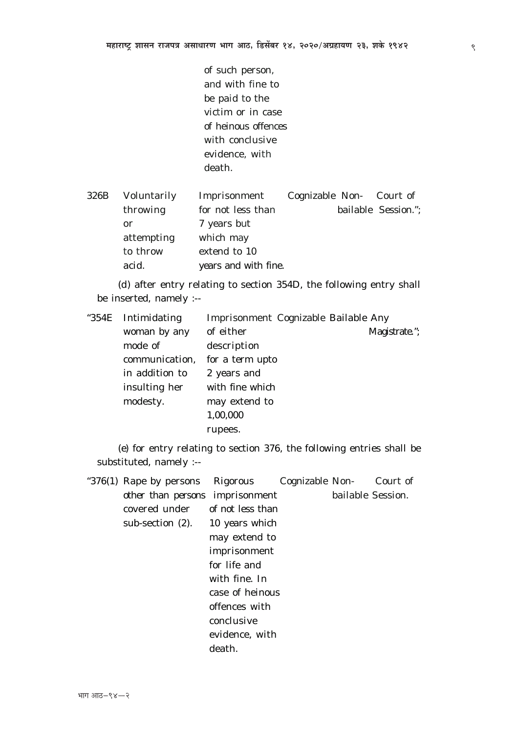| | | of such person, and with fine to be paid to the victim or in case of heinous offences with conclusive evidence, with death. | | | |
|---|---|---|---|---|---|
| 326B | Voluntarily throwing or attempting to throw acid. | Imprisonment for not less than 7 years but which may extend to 10 years and with fine. | Cognizable | Non-bailable | Court of Session."; |

(d) after entry relating to section 354D, the following entry shall be inserted, namely :--

| | | | | | |
|---|---|---|---|---|---|
| "354E | Intimidating woman by any mode of communication, in addition to insulting her modesty. | Imprisonment of either description for a term upto 2 years and with fine which may extend to 1,00,000 rupees. | Cognizable | Bailable | Any Magistrate."; |

(e) for entry relating to section 376, the following entries shall be substituted, namely :--

| | | | | | |
|---|---|---|---|---|---|
| "376(1) | Rape by persons other than persons covered under sub-section (2). | Rigorous imprisonment of not less than 10 years which may extend to imprisonment for life and with fine. In case of heinous offences with conclusive evidence, with death. | Cognizable | Non-bailable | Court of Session. |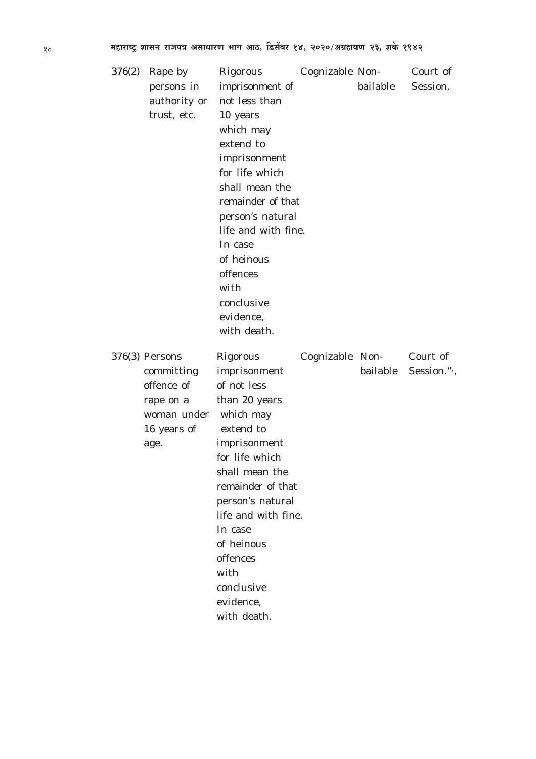| | | | | | |
|---|---|---|---|---|---|
| 376(2) | Rape by persons in authority or trust, etc. | Rigorous imprisonment of not less than 10 years which may extend to imprisonment for life which shall mean the remainder of that person's natural life and with fine. In case of heinous offences with conclusive evidence, with death. | Cognizable | Non-bailable | Court of Session. |
| 376(3) | Persons committing offence of rape on a woman under 16 years of age. | Rigorous imprisonment of not less than 20 years which may extend to imprisonment for life which shall mean the remainder of that person's natural life and with fine. In case of heinous offences with conclusive evidence, with death. | Cognizable | Non-bailable | Court of Session.".' |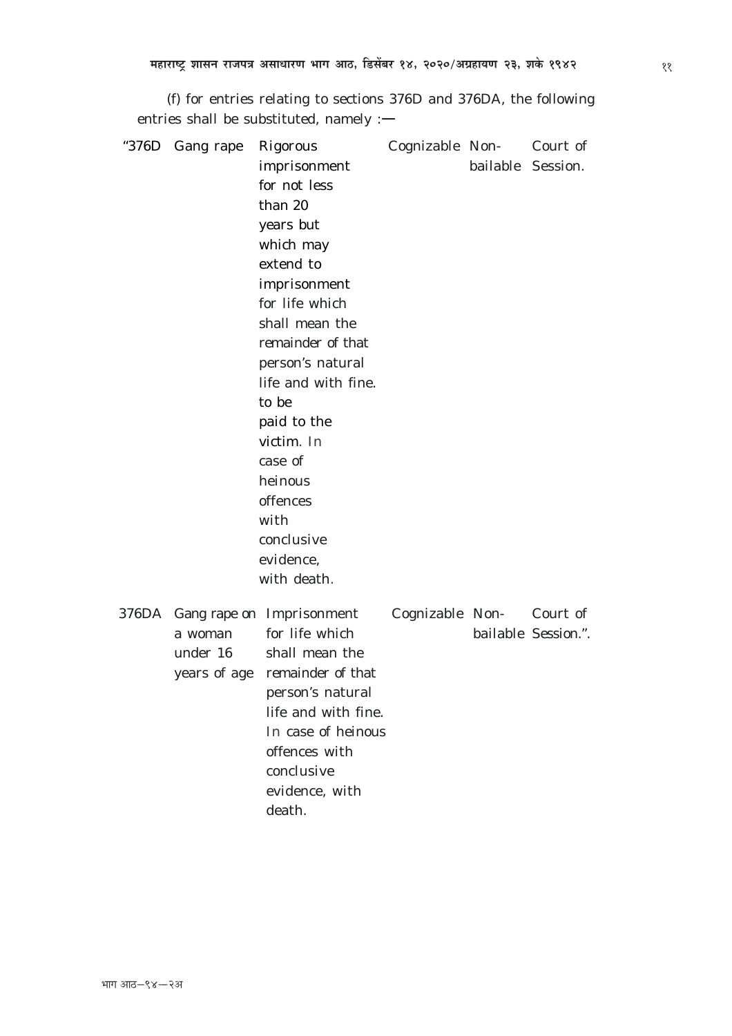(f) for entries relating to sections 376D and 376DA, the following entries shall be substituted, namely :—

| | | | | | |
|---|---|---|---|---|---|
| "376D | Gang rape | Rigorous imprisonment for not less than 20 years but which may extend to imprisonment for life which shall mean the remainder of that person's natural life and with fine. to be paid to the victim. In case of heinous offences with conclusive evidence, with death. | Cognizable | Non-bailable | Court of Session. |
| 376DA | Gang rape on a woman under 16 years of age | Imprisonment for life which shall mean the remainder of that person's natural life and with fine. In case of heinous offences with conclusive evidence, with death. | Cognizable | Non-bailable | Court of Session.". |

भाग आठ—९४—२अ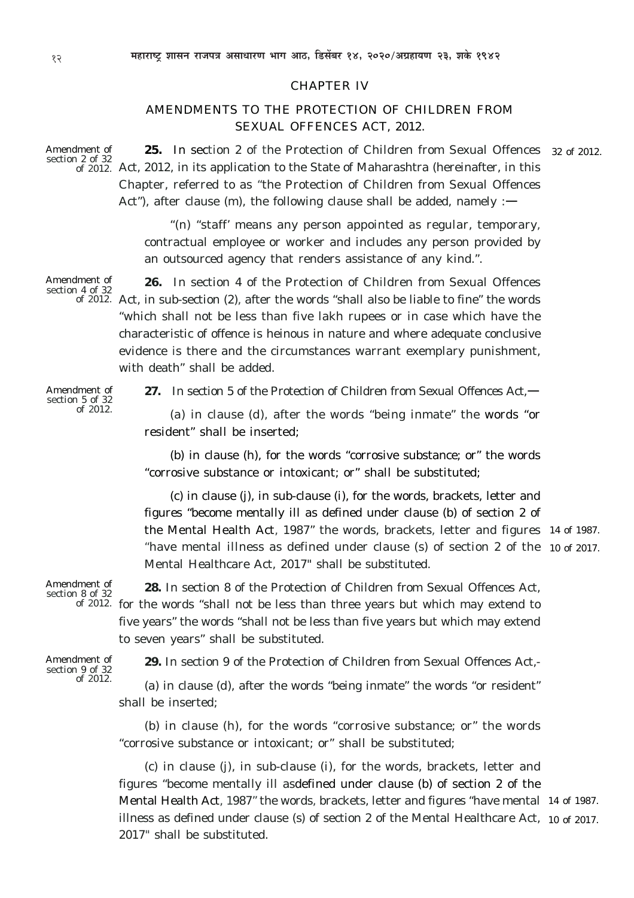## CHAPTER IV

## AMENDMENTS TO THE PROTECTION OF CHILDREN FROM SEXUAL OFFENCES ACT, 2012.

Amendment of section 2 of 32 of 2012.

**25.** In section 2 of the Protection of Children from Sexual Offences Act, 2012, in its application to the State of Maharashtra (hereinafter, in this Chapter, referred to as "the Protection of Children from Sexual Offences Act"), after clause (m), the following clause shall be added, namely :— 32 of 2012.

"(n) "staff' means any person appointed as regular, temporary, contractual employee or worker and includes any person provided by an outsourced agency that renders assistance of any kind.".

Amendment of section 4 of 32 of 2012.

**26.** In section 4 of the Protection of Children from Sexual Offences Act, in sub-section (2), after the words "shall also be liable to fine" the words "which shall not be less than five lakh rupees or in case which have the characteristic of offence is heinous in nature and where adequate conclusive evidence is there and the circumstances warrant exemplary punishment, with death" shall be added.

Amendment of section 5 of 32 of 2012.

**27.** In section 5 of the Protection of Children from Sexual Offences Act,—

(a) in clause (d), after the words "being inmate" the words "or resident" shall be inserted;

(b) in clause (h), for the words "corrosive substance; or" the words "corrosive substance or intoxicant; or" shall be substituted;

(c) in clause (j), in sub-clause (i), for the words, brackets, letter and figures "become mentally ill as defined under clause (b) of section 2 of the Mental Health Act, 1987" the words, brackets, letter and figures "have mental illness as defined under clause (s) of section 2 of the Mental Healthcare Act, 2017" shall be substituted. 14 of 1987. 10 of 2017.

Amendment of section 8 of 32 of 2012.

**28.** In section 8 of the Protection of Children from Sexual Offences Act, for the words "shall not be less than three years but which may extend to five years" the words "shall not be less than five years but which may extend to seven years" shall be substituted.

Amendment of section 9 of 32 of 2012.

**29.** In section 9 of the Protection of Children from Sexual Offences Act,-

(a) in clause (d), after the words "being inmate" the words "or resident" shall be inserted;

(b) in clause (h), for the words "corrosive substance; or" the words "corrosive substance or intoxicant; or" shall be substituted;

(c) in clause (j), in sub-clause (i), for the words, brackets, letter and figures "become mentally ill asdefined under clause (b) of section 2 of the Mental Health Act, 1987" the words, brackets, letter and figures "have mental illness as defined under clause (s) of section 2 of the Mental Healthcare Act, 2017" shall be substituted. 14 of 1987. 10 of 2017.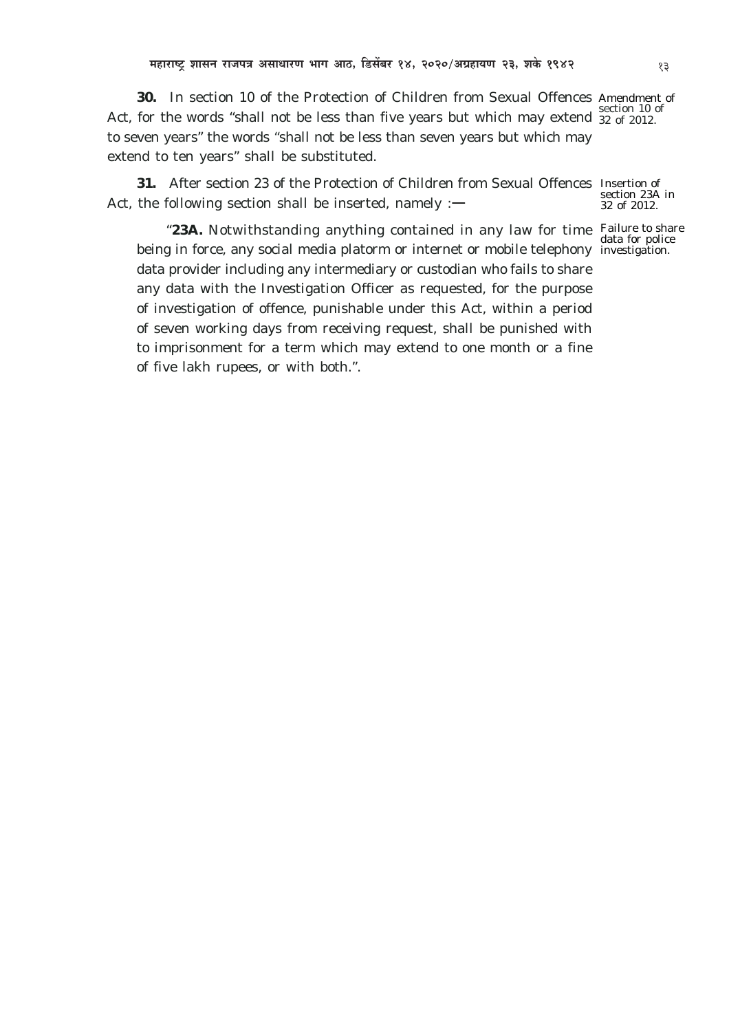**30.** In section 10 of the Protection of Children from Sexual Offences Act, for the words "shall not be less than five years but which may extend to seven years" the words "shall not be less than seven years but which may extend to ten years" shall be substituted.

Amendment of section 10 of 32 of 2012.

**31.** After section 23 of the Protection of Children from Sexual Offences Act, the following section shall be inserted, namely :—

Insertion of section 23A in 32 of 2012.

"**23A.** Notwithstanding anything contained in any law for time being in force, any social media platorm or internet or mobile telephony data provider including any intermediary or custodian who fails to share any data with the Investigation Officer as requested, for the purpose of investigation of offence, punishable under this Act, within a period of seven working days from receiving request, shall be punished with to imprisonment for a term which may extend to one month or a fine of five lakh rupees, or with both.".

Failure to share data for police investigation.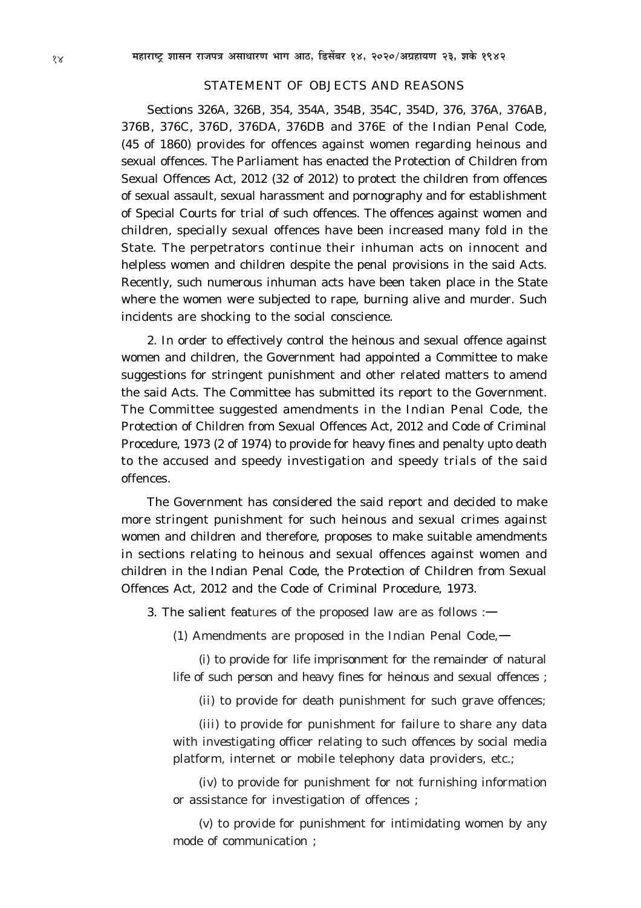## STATEMENT OF OBJECTS AND REASONS

Sections 326A, 326B, 354, 354A, 354B, 354C, 354D, 376, 376A, 376AB, 376B, 376C, 376D, 376DA, 376DB and 376E of the Indian Penal Code, (45 of 1860) provides for offences against women regarding heinous and sexual offences. The Parliament has enacted the Protection of Children from Sexual Offences Act, 2012 (32 of 2012) to protect the children from offences of sexual assault, sexual harassment and pornography and for establishment of Special Courts for trial of such offences. The offences against women and children, specially sexual offences have been increased many fold in the State. The perpetrators continue their inhuman acts on innocent and helpless women and children despite the penal provisions in the said Acts. Recently, such numerous inhuman acts have been taken place in the State where the women were subjected to rape, burning alive and murder. Such incidents are shocking to the social conscience.

2. In order to effectively control the heinous and sexual offence against women and children, the Government had appointed a Committee to make suggestions for stringent punishment and other related matters to amend the said Acts. The Committee has submitted its report to the Government. The Committee suggested amendments in the Indian Penal Code, the Protection of Children from Sexual Offences Act, 2012 and Code of Criminal Procedure, 1973 (2 of 1974) to provide for heavy fines and penalty upto death to the accused and speedy investigation and speedy trials of the said offences.

The Government has considered the said report and decided to make more stringent punishment for such heinous and sexual crimes against women and children and therefore, proposes to make suitable amendments in sections relating to heinous and sexual offences against women and children in the Indian Penal Code, the Protection of Children from Sexual Offences Act, 2012 and the Code of Criminal Procedure, 1973.

3. The salient features of the proposed law are as follows :—

(1) Amendments are proposed in the Indian Penal Code,—

(i) to provide for life imprisonment for the remainder of natural life of such person and heavy fines for heinous and sexual offences ;

(ii) to provide for death punishment for such grave offences;

(iii) to provide for punishment for failure to share any data with investigating officer relating to such offences by social media platform, internet or mobile telephony data providers, etc.;

(iv) to provide for punishment for not furnishing information or assistance for investigation of offences ;

(v) to provide for punishment for intimidating women by any mode of communication ;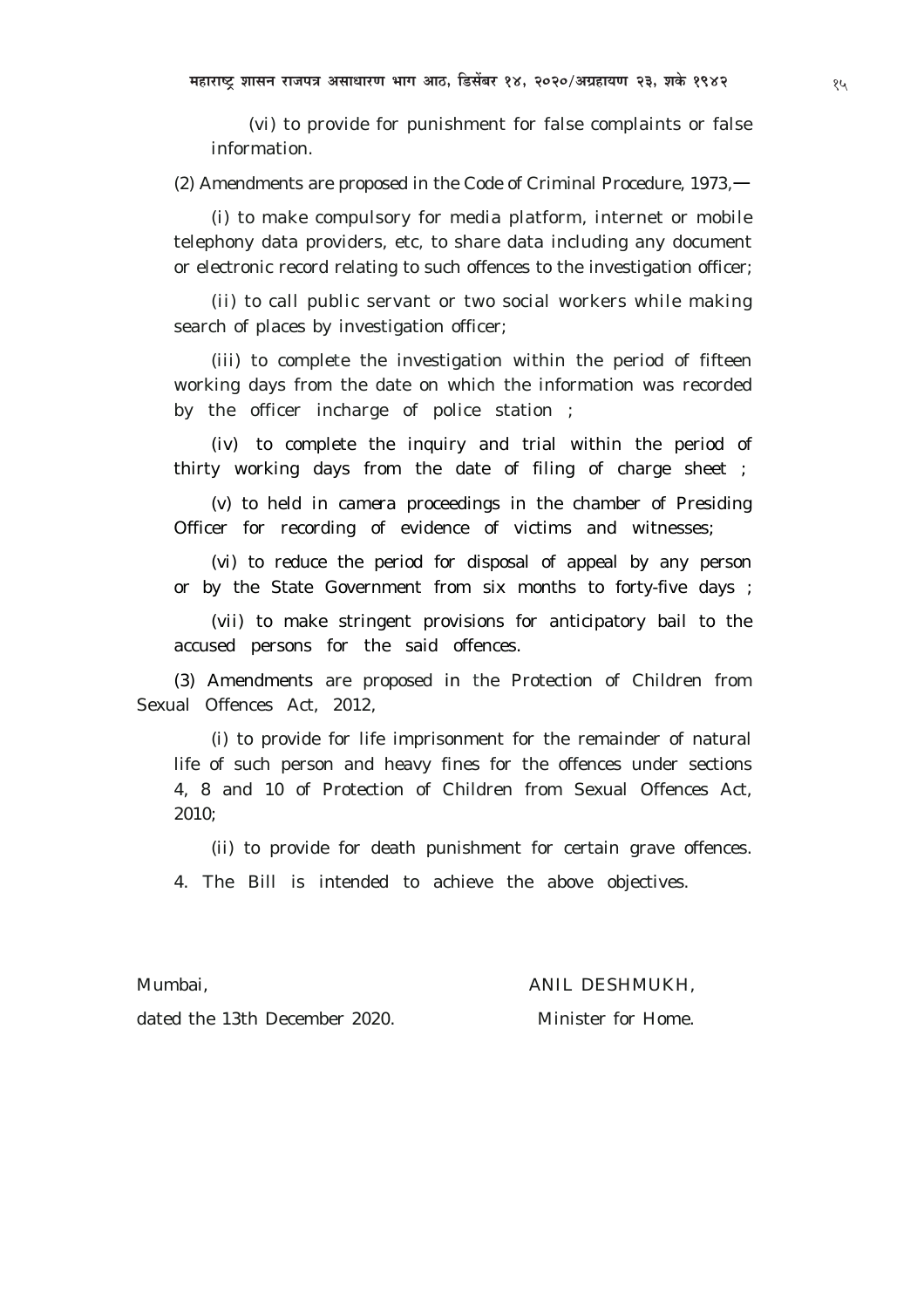(vi) to provide for punishment for false complaints or false information.

(2) Amendments are proposed in the Code of Criminal Procedure, 1973,—

(i) to make compulsory for media platform, internet or mobile telephony data providers, etc, to share data including any document or electronic record relating to such offences to the investigation officer;

(ii) to call public servant or two social workers while making search of places by investigation officer;

(iii) to complete the investigation within the period of fifteen working days from the date on which the information was recorded by the officer incharge of police station ;

(iv) to complete the inquiry and trial within the period of thirty working days from the date of filing of charge sheet ;

(v) to held in camera proceedings in the chamber of Presiding Officer for recording of evidence of victims and witnesses;

(vi) to reduce the period for disposal of appeal by any person or by the State Government from six months to forty-five days ;

(vii) to make stringent provisions for anticipatory bail to the accused persons for the said offences.

(3) Amendments are proposed in the Protection of Children from Sexual Offences Act, 2012,

(i) to provide for life imprisonment for the remainder of natural life of such person and heavy fines for the offences under sections 4, 8 and 10 of Protection of Children from Sexual Offences Act, 2010;

(ii) to provide for death punishment for certain grave offences.

4. The Bill is intended to achieve the above objectives.

Mumbai,
dated the 13th December 2020.

ANIL DESHMUKH,
Minister for Home.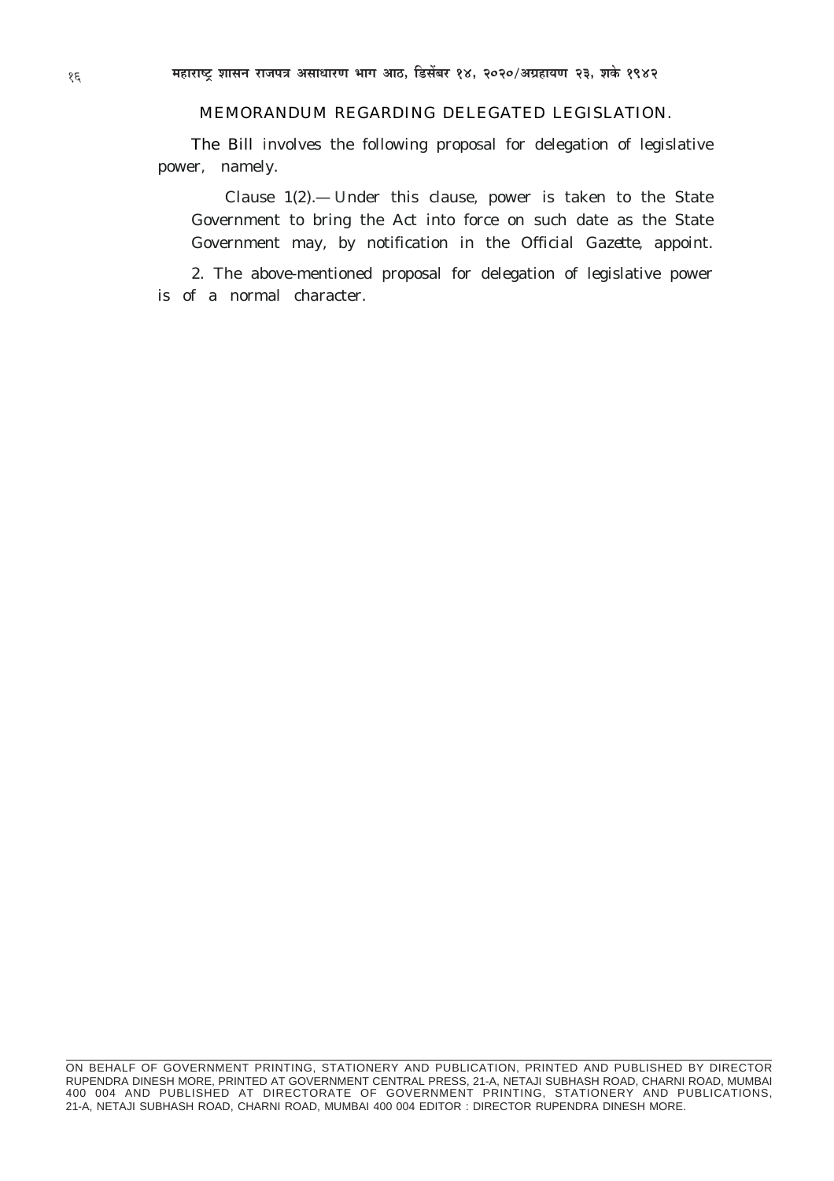## MEMORANDUM REGARDING DELEGATED LEGISLATION.

The Bill involves the following proposal for delegation of legislative power, namely.

Clause 1(2).— Under this clause, power is taken to the State Government to bring the Act into force on such date as the State Government may, by notification in the *Official Gazette*, appoint.

2. The above-mentioned proposal for delegation of legislative power is of a normal character.

ON BEHALF OF GOVERNMENT PRINTING, STATIONERY AND PUBLICATION, PRINTED AND PUBLISHED BY DIRECTOR RUPENDRA DINESH MORE, PRINTED AT GOVERNMENT CENTRAL PRESS, 21-A, NETAJI SUBHASH ROAD, CHARNI ROAD, MUMBAI 400 004 AND PUBLISHED AT DIRECTORATE OF GOVERNMENT PRINTING, STATIONERY AND PUBLICATIONS, 21-A, NETAJI SUBHASH ROAD, CHARNI ROAD, MUMBAI 400 004 EDITOR : DIRECTOR RUPENDRA DINESH MORE.